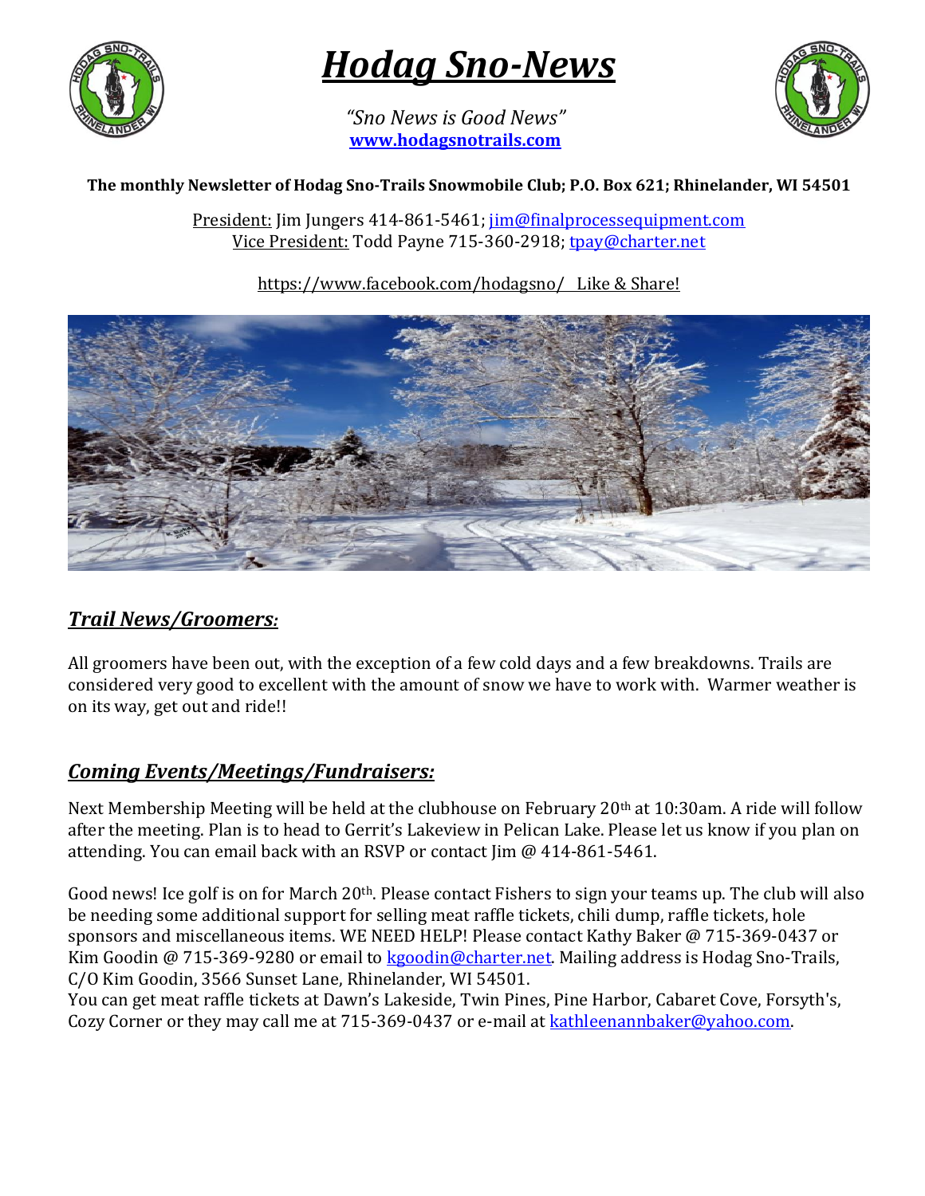# *Hodag Sno-News*

*"Sno News is Good News"*
**www.hodagsnotrails.com**

**The monthly Newsletter of Hodag Sno-Trails Snowmobile Club; P.O. Box 621; Rhinelander, WI 54501**

President: Jim Jungers 414-861-5461; jim@finalprocessequipment.com
Vice President: Todd Payne 715-360-2918; tpay@charter.net

https://www.facebook.com/hodagsno/ Like & Share!

## *Trail News/Groomers:*

All groomers have been out, with the exception of a few cold days and a few breakdowns. Trails are considered very good to excellent with the amount of snow we have to work with. Warmer weather is on its way, get out and ride!!

## *Coming Events/Meetings/Fundraisers:*

Next Membership Meeting will be held at the clubhouse on February 20th at 10:30am. A ride will follow after the meeting. Plan is to head to Gerrit's Lakeview in Pelican Lake. Please let us know if you plan on attending. You can email back with an RSVP or contact Jim @ 414-861-5461.

Good news! Ice golf is on for March 20th. Please contact Fishers to sign your teams up. The club will also be needing some additional support for selling meat raffle tickets, chili dump, raffle tickets, hole sponsors and miscellaneous items. WE NEED HELP! Please contact Kathy Baker @ 715-369-0437 or Kim Goodin @ 715-369-9280 or email to kgoodin@charter.net. Mailing address is Hodag Sno-Trails, C/O Kim Goodin, 3566 Sunset Lane, Rhinelander, WI 54501.
You can get meat raffle tickets at Dawn's Lakeside, Twin Pines, Pine Harbor, Cabaret Cove, Forsyth's, Cozy Corner or they may call me at 715-369-0437 or e-mail at kathleenannbaker@yahoo.com.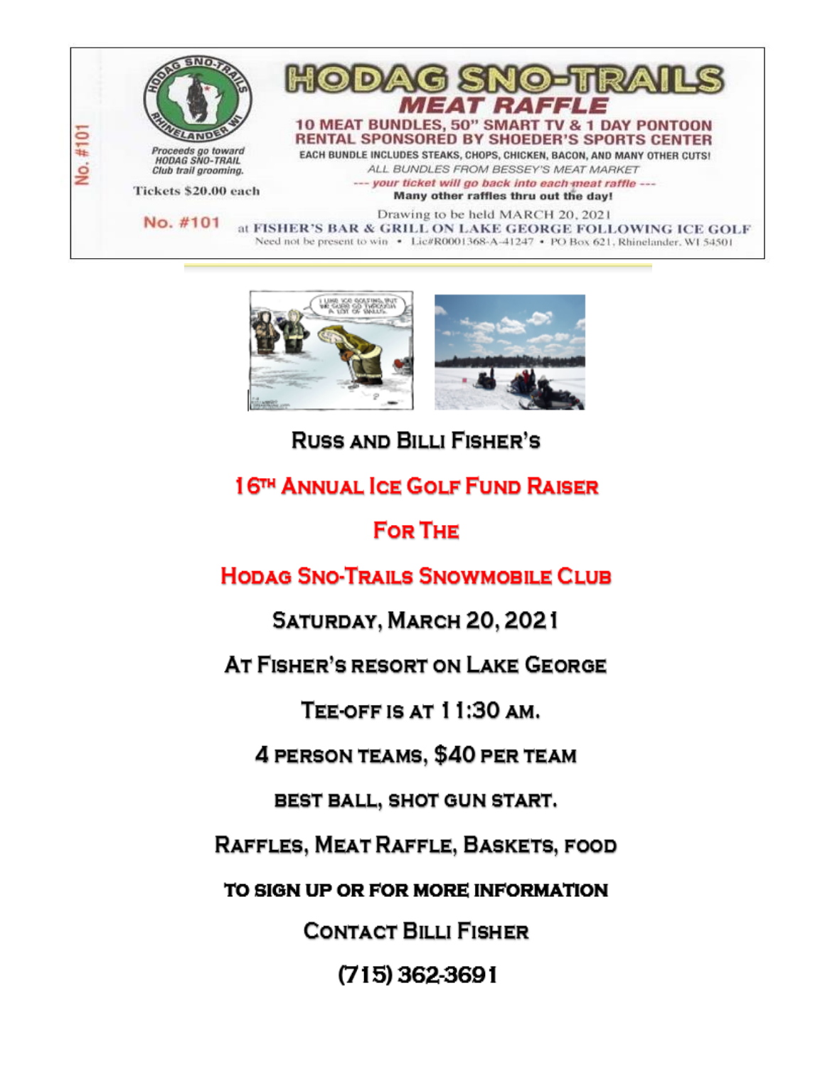No. #101

HODAG SNO-TRAILS RHINELANDER WI

# HODAG SNO-TRAILS

## MEAT RAFFLE

**10 MEAT BUNDLES, 50" SMART TV & 1 DAY PONTOON RENTAL SPONSORED BY SHOEDER'S SPORTS CENTER**

**EACH BUNDLE INCLUDES STEAKS, CHOPS, CHICKEN, BACON, AND MANY OTHER CUTS!**

*ALL BUNDLES FROM BESSEY'S MEAT MARKET*

***--- your ticket will go back into each meat raffle ---***

**Many other raffles thru out the day!**

*Proceeds go toward HODAG SNO-TRAIL Club trail grooming.*

Tickets $20.00 each

No. #101

Drawing to be held MARCH 20, 2021

at FISHER'S BAR & GRILL ON LAKE GEORGE FOLLOWING ICE GOLF

Need not be present to win • Lic#R0001368-A-41247 • PO Box 621, Rhinelander, WI 54501

---

## Russ and Billi Fisher's

## 16th Annual Ice Golf Fund Raiser

## For The

## Hodag Sno-Trails Snowmobile Club

**Saturday, March 20, 2021**

**At Fisher's resort on Lake George**

**Tee-off is at 11:30 am.**

**4 person teams, $40 per team**

**best ball, shot gun start.**

**Raffles, Meat Raffle, Baskets, food**

**To sign up or for more information**

**Contact Billi Fisher**

**(715) 362-3691**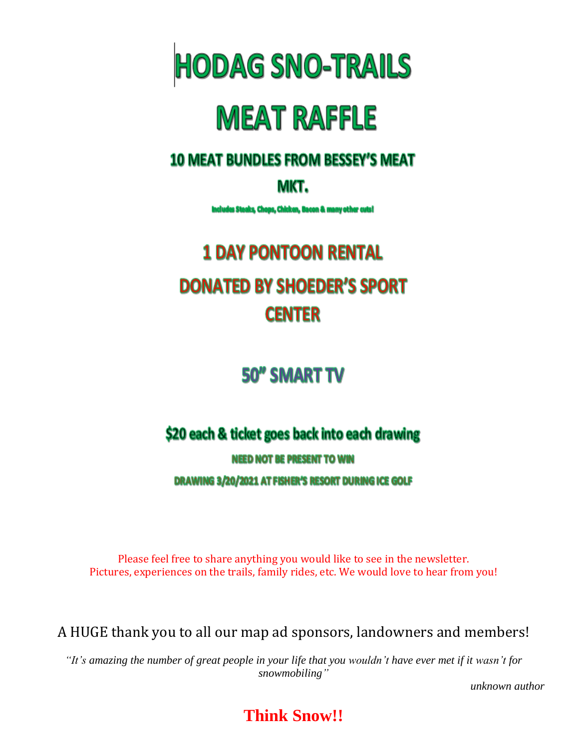# HODAG SNO-TRAILS

# MEAT RAFFLE

### 10 MEAT BUNDLES FROM BESSEY'S MEAT MKT.

Includes Steaks, Chops, Chicken, Bacon & many other cuts!

### 1 DAY PONTOON RENTAL DONATED BY SHOEDER'S SPORT CENTER

### 50" SMART TV

**$20 each & ticket goes back into each drawing**

**NEED NOT BE PRESENT TO WIN**

**DRAWING 3/20/2021 AT FISHER'S RESORT DURING ICE GOLF**

Please feel free to share anything you would like to see in the newsletter.
Pictures, experiences on the trails, family rides, etc. We would love to hear from you!

A HUGE thank you to all our map ad sponsors, landowners and members!

*"It's amazing the number of great people in your life that you wouldn't have ever met if it wasn't for snowmobiling"*

*unknown author*

**Think Snow!!**